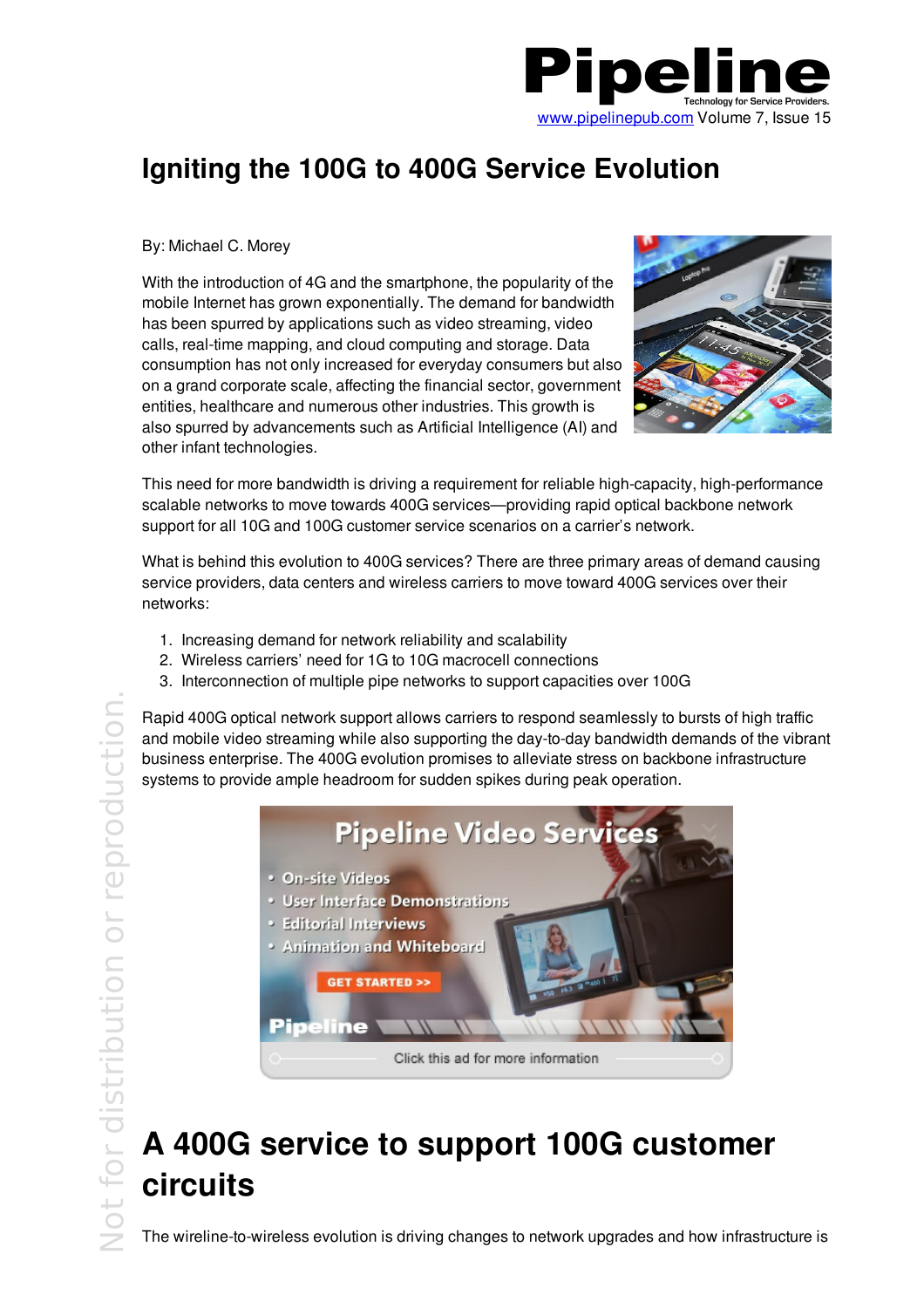# Igniting the 100G to 400G Service Evolution

By: Michael C. Morey

With the introduction of 4G and the smartphone, the popularity of the mobile Internet has grown exponentially. The demand for bandwidth has been spurred by applications such as video streaming, video calls, real-time mapping, and cloud computing and storage. Data consumption has not only increased for everyday consumers but also on a grand corporate scale, affecting the financial sector, government entities, healthcare and numerous other industries. This growth is also spurred by advancements such as Artificial Intelligence (AI) and other infant technologies.

This need for more bandwidth is driving a requirement for reliable high-capacity, high-performance scalable networks to move towards 400G services—providing rapid optical backbone network support for all 10G and 100G customer service scenarios on a carrier's network.

What is behind this evolution to 400G services? There are three primary areas of demand causing service providers, data centers and wireless carriers to move toward 400G services over their networks:

1. Increasing demand for network reliability and scalability
2. Wireless carriers' need for 1G to 10G macrocell connections
3. Interconnection of multiple pipe networks to support capacities over 100G

Rapid 400G optical network support allows carriers to respond seamlessly to bursts of high traffic and mobile video streaming while also supporting the day-to-day bandwidth demands of the vibrant business enterprise. The 400G evolution promises to alleviate stress on backbone infrastructure systems to provide ample headroom for sudden spikes during peak operation.

# A 400G service to support 100G customer circuits

The wireline-to-wireless evolution is driving changes to network upgrades and how infrastructure is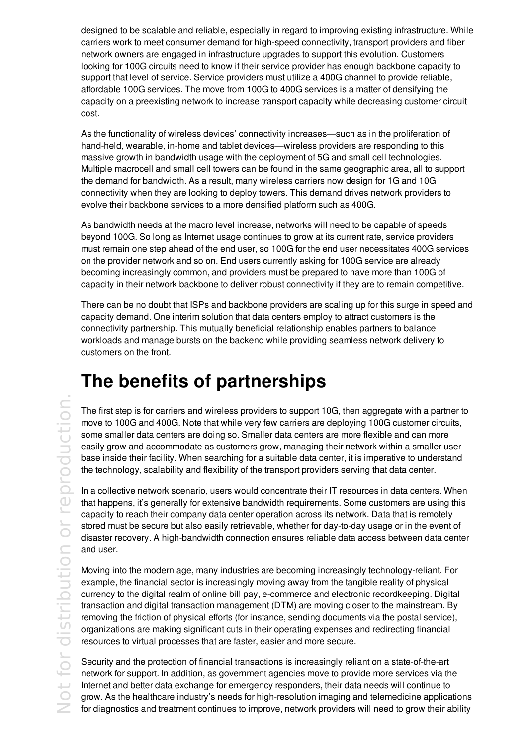designed to be scalable and reliable, especially in regard to improving existing infrastructure. While carriers work to meet consumer demand for high-speed connectivity, transport providers and fiber network owners are engaged in infrastructure upgrades to support this evolution. Customers looking for 100G circuits need to know if their service provider has enough backbone capacity to support that level of service. Service providers must utilize a 400G channel to provide reliable, affordable 100G services. The move from 100G to 400G services is a matter of densifying the capacity on a preexisting network to increase transport capacity while decreasing customer circuit cost.

As the functionality of wireless devices' connectivity increases—such as in the proliferation of hand-held, wearable, in-home and tablet devices—wireless providers are responding to this massive growth in bandwidth usage with the deployment of 5G and small cell technologies. Multiple macrocell and small cell towers can be found in the same geographic area, all to support the demand for bandwidth. As a result, many wireless carriers now design for 1G and 10G connectivity when they are looking to deploy towers. This demand drives network providers to evolve their backbone services to a more densified platform such as 400G.

As bandwidth needs at the macro level increase, networks will need to be capable of speeds beyond 100G. So long as Internet usage continues to grow at its current rate, service providers must remain one step ahead of the end user, so 100G for the end user necessitates 400G services on the provider network and so on. End users currently asking for 100G service are already becoming increasingly common, and providers must be prepared to have more than 100G of capacity in their network backbone to deliver robust connectivity if they are to remain competitive.

There can be no doubt that ISPs and backbone providers are scaling up for this surge in speed and capacity demand. One interim solution that data centers employ to attract customers is the connectivity partnership. This mutually beneficial relationship enables partners to balance workloads and manage bursts on the backend while providing seamless network delivery to customers on the front.

# The benefits of partnerships

The first step is for carriers and wireless providers to support 10G, then aggregate with a partner to move to 100G and 400G. Note that while very few carriers are deploying 100G customer circuits, some smaller data centers are doing so. Smaller data centers are more flexible and can more easily grow and accommodate as customers grow, managing their network within a smaller user base inside their facility. When searching for a suitable data center, it is imperative to understand the technology, scalability and flexibility of the transport providers serving that data center.

In a collective network scenario, users would concentrate their IT resources in data centers. When that happens, it's generally for extensive bandwidth requirements. Some customers are using this capacity to reach their company data center operation across its network. Data that is remotely stored must be secure but also easily retrievable, whether for day-to-day usage or in the event of disaster recovery. A high-bandwidth connection ensures reliable data access between data center and user.

Moving into the modern age, many industries are becoming increasingly technology-reliant. For example, the financial sector is increasingly moving away from the tangible reality of physical currency to the digital realm of online bill pay, e-commerce and electronic recordkeeping. Digital transaction and digital transaction management (DTM) are moving closer to the mainstream. By removing the friction of physical efforts (for instance, sending documents via the postal service), organizations are making significant cuts in their operating expenses and redirecting financial resources to virtual processes that are faster, easier and more secure.

Security and the protection of financial transactions is increasingly reliant on a state-of-the-art network for support. In addition, as government agencies move to provide more services via the Internet and better data exchange for emergency responders, their data needs will continue to grow. As the healthcare industry's needs for high-resolution imaging and telemedicine applications for diagnostics and treatment continues to improve, network providers will need to grow their ability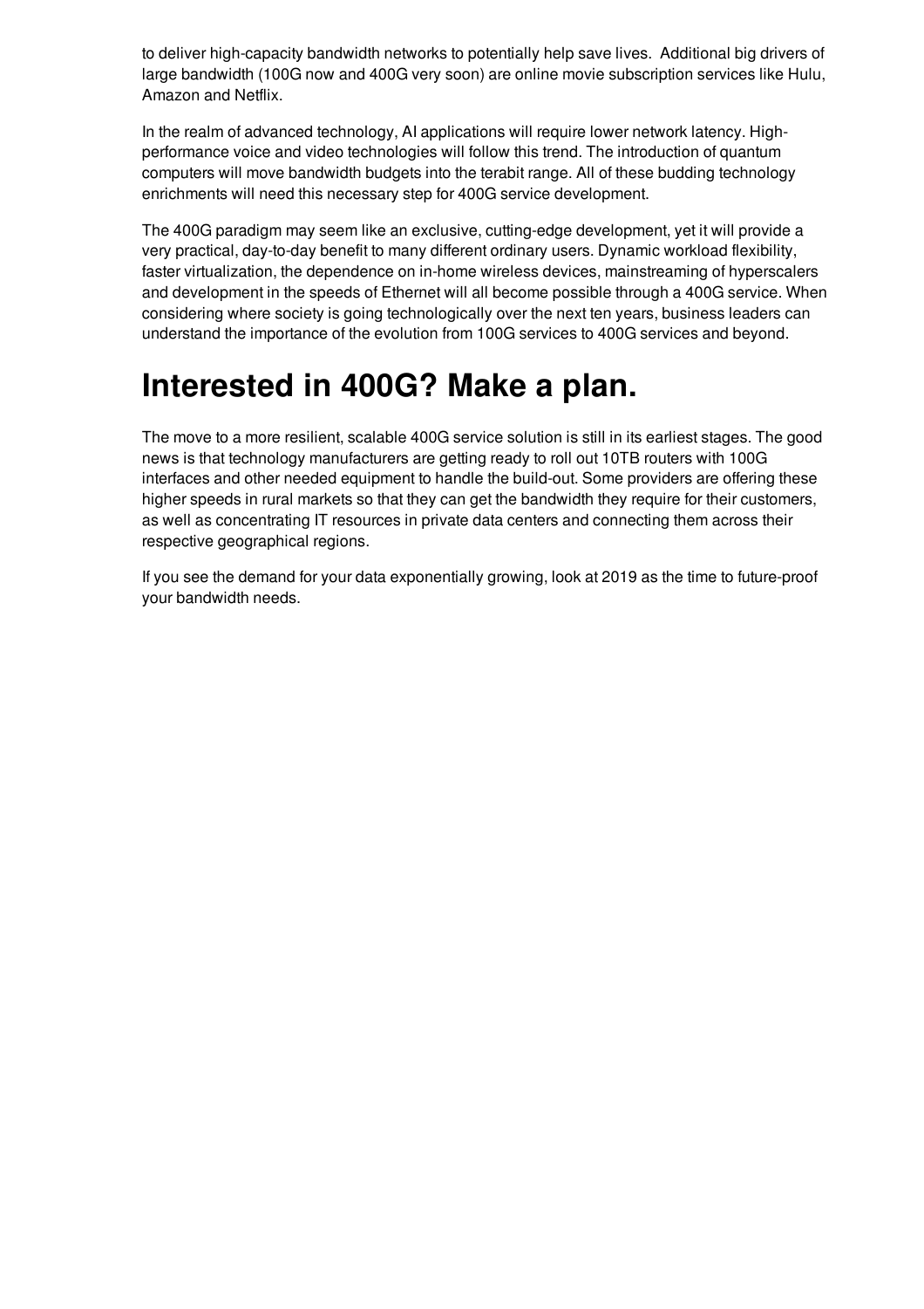to deliver high-capacity bandwidth networks to potentially help save lives. Additional big drivers of large bandwidth (100G now and 400G very soon) are online movie subscription services like Hulu, Amazon and Netflix.

In the realm of advanced technology, AI applications will require lower network latency. High-performance voice and video technologies will follow this trend. The introduction of quantum computers will move bandwidth budgets into the terabit range. All of these budding technology enrichments will need this necessary step for 400G service development.

The 400G paradigm may seem like an exclusive, cutting-edge development, yet it will provide a very practical, day-to-day benefit to many different ordinary users. Dynamic workload flexibility, faster virtualization, the dependence on in-home wireless devices, mainstreaming of hyperscalers and development in the speeds of Ethernet will all become possible through a 400G service. When considering where society is going technologically over the next ten years, business leaders can understand the importance of the evolution from 100G services to 400G services and beyond.

# Interested in 400G? Make a plan.

The move to a more resilient, scalable 400G service solution is still in its earliest stages. The good news is that technology manufacturers are getting ready to roll out 10TB routers with 100G interfaces and other needed equipment to handle the build-out. Some providers are offering these higher speeds in rural markets so that they can get the bandwidth they require for their customers, as well as concentrating IT resources in private data centers and connecting them across their respective geographical regions.

If you see the demand for your data exponentially growing, look at 2019 as the time to future-proof your bandwidth needs.